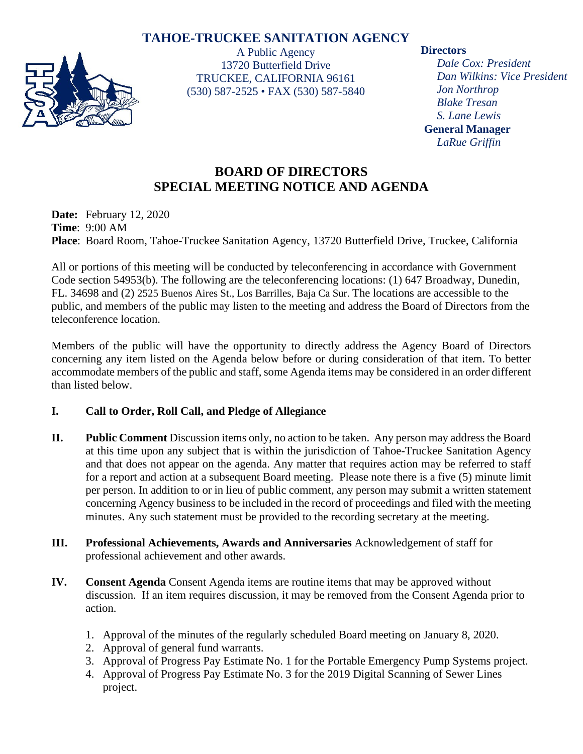# TAHOE-TRUCKEE SANITATION AGENCY

A Public Agency
13720 Butterfield Drive
TRUCKEE, CALIFORNIA 96161
(530) 587-2525 • FAX (530) 587-5840

**Directors**
*Dale Cox: President*
*Dan Wilkins: Vice President*
*Jon Northrop*
*Blake Tresan*
*S. Lane Lewis*

**General Manager**
*LaRue Griffin*

## BOARD OF DIRECTORS
## SPECIAL MEETING NOTICE AND AGENDA

**Date:** February 12, 2020
**Time**: 9:00 AM
**Place**: Board Room, Tahoe-Truckee Sanitation Agency, 13720 Butterfield Drive, Truckee, California

All or portions of this meeting will be conducted by teleconferencing in accordance with Government Code section 54953(b). The following are the teleconferencing locations: (1) 647 Broadway, Dunedin, FL. 34698 and (2) 2525 Buenos Aires St., Los Barrilles, Baja Ca Sur. The locations are accessible to the public, and members of the public may listen to the meeting and address the Board of Directors from the teleconference location.

Members of the public will have the opportunity to directly address the Agency Board of Directors concerning any item listed on the Agenda below before or during consideration of that item. To better accommodate members of the public and staff, some Agenda items may be considered in an order different than listed below.

**I. Call to Order, Roll Call, and Pledge of Allegiance**

**II. Public Comment** Discussion items only, no action to be taken. Any person may address the Board at this time upon any subject that is within the jurisdiction of Tahoe-Truckee Sanitation Agency and that does not appear on the agenda. Any matter that requires action may be referred to staff for a report and action at a subsequent Board meeting. Please note there is a five (5) minute limit per person. In addition to or in lieu of public comment, any person may submit a written statement concerning Agency business to be included in the record of proceedings and filed with the meeting minutes. Any such statement must be provided to the recording secretary at the meeting.

**III. Professional Achievements, Awards and Anniversaries** Acknowledgement of staff for professional achievement and other awards.

**IV. Consent Agenda** Consent Agenda items are routine items that may be approved without discussion. If an item requires discussion, it may be removed from the Consent Agenda prior to action.

1. Approval of the minutes of the regularly scheduled Board meeting on January 8, 2020.
2. Approval of general fund warrants.
3. Approval of Progress Pay Estimate No. 1 for the Portable Emergency Pump Systems project.
4. Approval of Progress Pay Estimate No. 3 for the 2019 Digital Scanning of Sewer Lines project.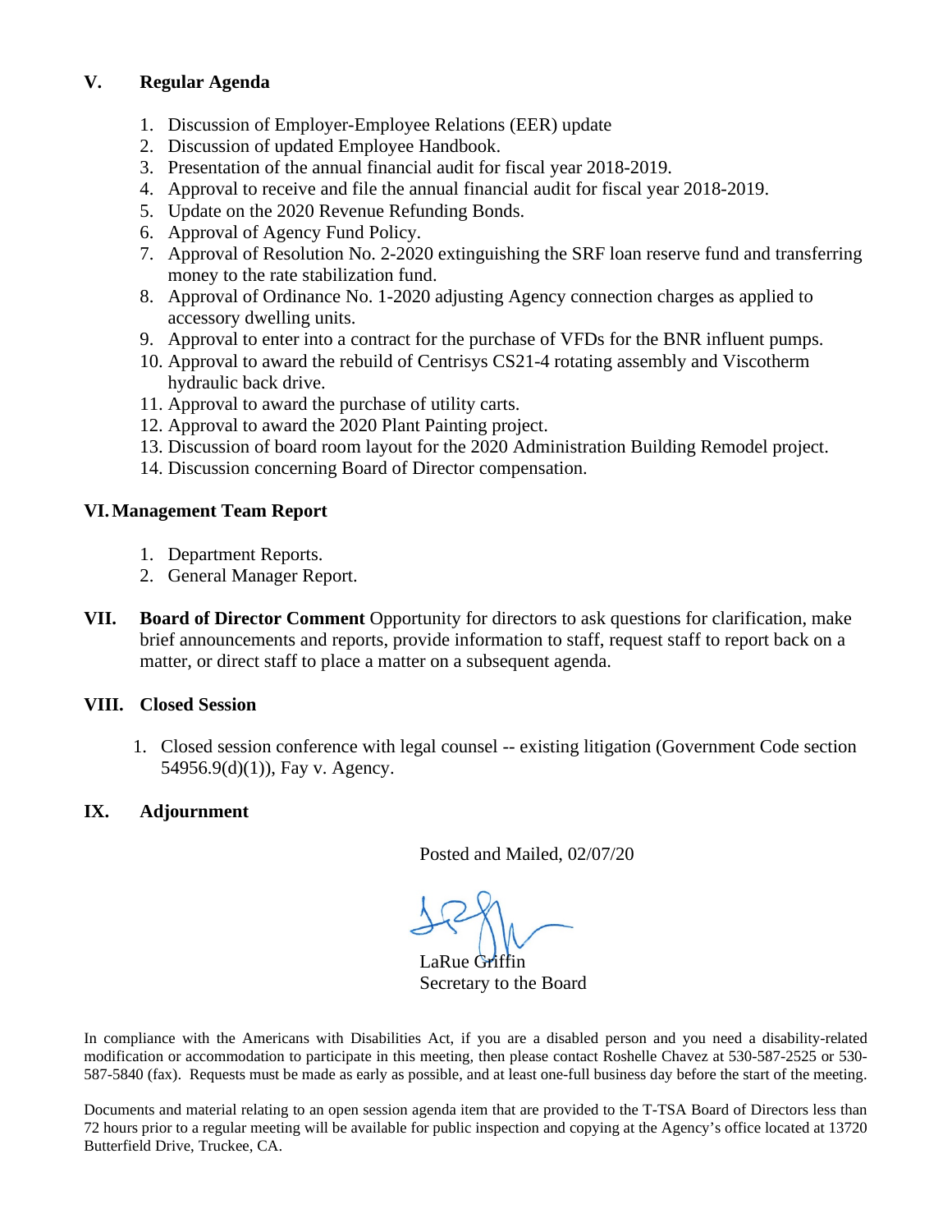## V. Regular Agenda

1. Discussion of Employer-Employee Relations (EER) update
2. Discussion of updated Employee Handbook.
3. Presentation of the annual financial audit for fiscal year 2018-2019.
4. Approval to receive and file the annual financial audit for fiscal year 2018-2019.
5. Update on the 2020 Revenue Refunding Bonds.
6. Approval of Agency Fund Policy.
7. Approval of Resolution No. 2-2020 extinguishing the SRF loan reserve fund and transferring money to the rate stabilization fund.
8. Approval of Ordinance No. 1-2020 adjusting Agency connection charges as applied to accessory dwelling units.
9. Approval to enter into a contract for the purchase of VFDs for the BNR influent pumps.
10. Approval to award the rebuild of Centrisys CS21-4 rotating assembly and Viscotherm hydraulic back drive.
11. Approval to award the purchase of utility carts.
12. Approval to award the 2020 Plant Painting project.
13. Discussion of board room layout for the 2020 Administration Building Remodel project.
14. Discussion concerning Board of Director compensation.

## VI. Management Team Report

1. Department Reports.
2. General Manager Report.

## VII. Board of Director Comment

**Board of Director Comment** Opportunity for directors to ask questions for clarification, make brief announcements and reports, provide information to staff, request staff to report back on a matter, or direct staff to place a matter on a subsequent agenda.

## VIII. Closed Session

1. Closed session conference with legal counsel -- existing litigation (Government Code section 54956.9(d)(1)), Fay v. Agency.

## IX. Adjournment

Posted and Mailed, 02/07/20

LaRue Griffin
Secretary to the Board

In compliance with the Americans with Disabilities Act, if you are a disabled person and you need a disability-related modification or accommodation to participate in this meeting, then please contact Roshelle Chavez at 530-587-2525 or 530-587-5840 (fax). Requests must be made as early as possible, and at least one-full business day before the start of the meeting.

Documents and material relating to an open session agenda item that are provided to the T-TSA Board of Directors less than 72 hours prior to a regular meeting will be available for public inspection and copying at the Agency's office located at 13720 Butterfield Drive, Truckee, CA.